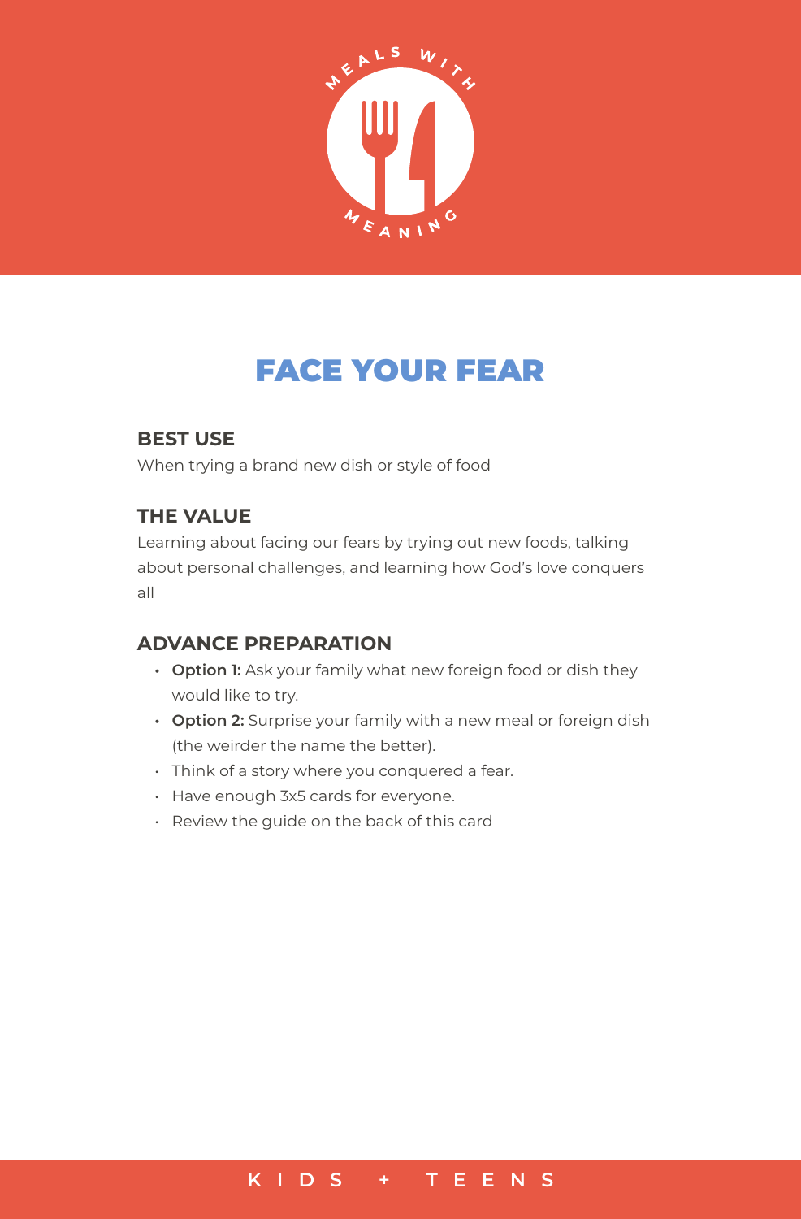# FACE YOUR FEAR

### BEST USE

When trying a brand new dish or style of food

### THE VALUE

Learning about facing our fears by trying out new foods, talking about personal challenges, and learning how God's love conquers all

### ADVANCE PREPARATION

- **Option 1:** Ask your family what new foreign food or dish they would like to try.
- **Option 2:** Surprise your family with a new meal or foreign dish (the weirder the name the better).
- Think of a story where you conquered a fear.
- Have enough 3x5 cards for everyone.
- Review the guide on the back of this card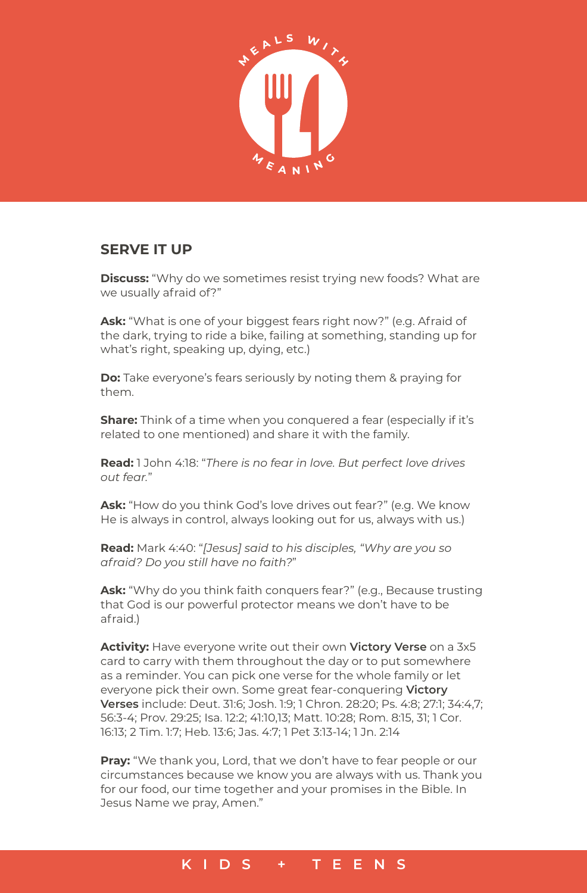## SERVE IT UP

**Discuss:** "Why do we sometimes resist trying new foods? What are we usually afraid of?"

**Ask:** "What is one of your biggest fears right now?" (e.g. Afraid of the dark, trying to ride a bike, failing at something, standing up for what's right, speaking up, dying, etc.)

**Do:** Take everyone's fears seriously by noting them & praying for them.

**Share:** Think of a time when you conquered a fear (especially if it's related to one mentioned) and share it with the family.

**Read:** 1 John 4:18: "*There is no fear in love. But perfect love drives out fear.*"

**Ask:** "How do you think God's love drives out fear?" (e.g. We know He is always in control, always looking out for us, always with us.)

**Read:** Mark 4:40: "*[Jesus] said to his disciples, "Why are you so afraid? Do you still have no faith?*"

**Ask:** "Why do you think faith conquers fear?" (e.g., Because trusting that God is our powerful protector means we don't have to be afraid.)

**Activity:** Have everyone write out their own **Victory Verse** on a 3x5 card to carry with them throughout the day or to put somewhere as a reminder. You can pick one verse for the whole family or let everyone pick their own. Some great fear-conquering **Victory Verses** include: Deut. 31:6; Josh. 1:9; 1 Chron. 28:20; Ps. 4:8; 27:1; 34:4,7; 56:3-4; Prov. 29:25; Isa. 12:2; 41:10,13; Matt. 10:28; Rom. 8:15, 31; 1 Cor. 16:13; 2 Tim. 1:7; Heb. 13:6; Jas. 4:7; 1 Pet 3:13-14; 1 Jn. 2:14

**Pray:** "We thank you, Lord, that we don't have to fear people or our circumstances because we know you are always with us. Thank you for our food, our time together and your promises in the Bible. In Jesus Name we pray, Amen."

KIDS + TEENS